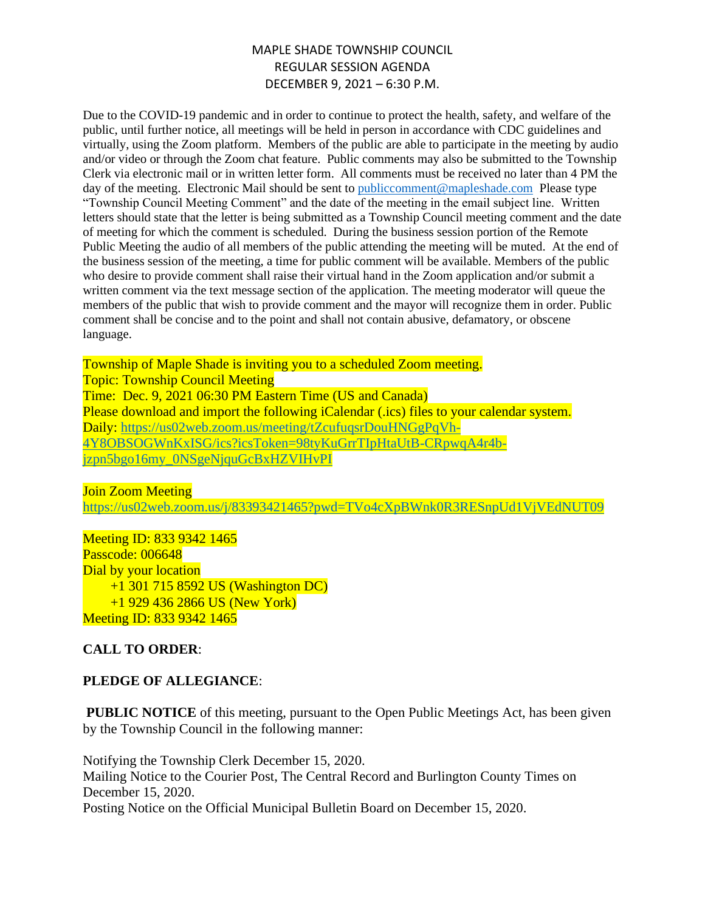# MAPLE SHADE TOWNSHIP COUNCIL
## REGULAR SESSION AGENDA
## DECEMBER 9, 2021 – 6:30 P.M.

Due to the COVID-19 pandemic and in order to continue to protect the health, safety, and welfare of the public, until further notice, all meetings will be held in person in accordance with CDC guidelines and virtually, using the Zoom platform. Members of the public are able to participate in the meeting by audio and/or video or through the Zoom chat feature. Public comments may also be submitted to the Township Clerk via electronic mail or in written letter form. All comments must be received no later than 4 PM the day of the meeting. Electronic Mail should be sent to publiccomment@mapleshade.com Please type "Township Council Meeting Comment" and the date of the meeting in the email subject line. Written letters should state that the letter is being submitted as a Township Council meeting comment and the date of meeting for which the comment is scheduled. During the business session portion of the Remote Public Meeting the audio of all members of the public attending the meeting will be muted. At the end of the business session of the meeting, a time for public comment will be available. Members of the public who desire to provide comment shall raise their virtual hand in the Zoom application and/or submit a written comment via the text message section of the application. The meeting moderator will queue the members of the public that wish to provide comment and the mayor will recognize them in order. Public comment shall be concise and to the point and shall not contain abusive, defamatory, or obscene language.

Township of Maple Shade is inviting you to a scheduled Zoom meeting.
Topic: Township Council Meeting
Time: Dec. 9, 2021 06:30 PM Eastern Time (US and Canada)
Please download and import the following iCalendar (.ics) files to your calendar system.
Daily: https://us02web.zoom.us/meeting/tZcufuqsrDouHNGgPqVh-4Y8OBSOGWnKxISG/ics?icsToken=98tyKuGrrTIpHtaUtB-CRpwqA4r4b-jzpn5bgo16my_0NSgeNjquGcBxHZVIHvPI

Join Zoom Meeting
https://us02web.zoom.us/j/83393421465?pwd=TVo4cXpBWnk0R3RESnpUd1VjVEdNUT09

Meeting ID: 833 9342 1465
Passcode: 006648
Dial by your location
+1 301 715 8592 US (Washington DC)
+1 929 436 2866 US (New York)
Meeting ID: 833 9342 1465

**CALL TO ORDER**:

**PLEDGE OF ALLEGIANCE**:

**PUBLIC NOTICE** of this meeting, pursuant to the Open Public Meetings Act, has been given by the Township Council in the following manner:

Notifying the Township Clerk December 15, 2020.
Mailing Notice to the Courier Post, The Central Record and Burlington County Times on December 15, 2020.
Posting Notice on the Official Municipal Bulletin Board on December 15, 2020.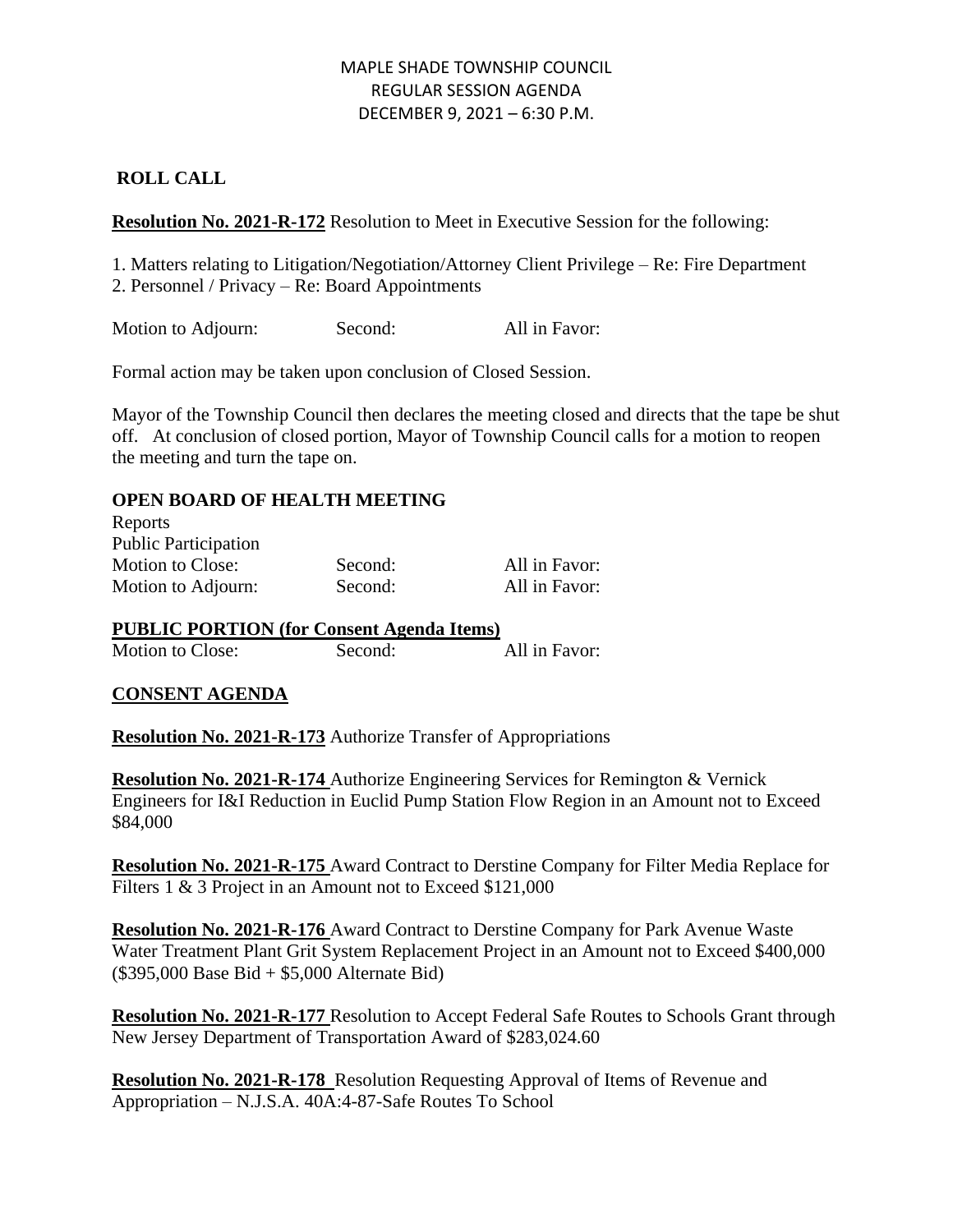MAPLE SHADE TOWNSHIP COUNCIL
REGULAR SESSION AGENDA
DECEMBER 9, 2021 – 6:30 P.M.

**ROLL CALL**

**Resolution No. 2021-R-172** Resolution to Meet in Executive Session for the following:

1. Matters relating to Litigation/Negotiation/Attorney Client Privilege – Re: Fire Department
2. Personnel / Privacy – Re: Board Appointments

| Motion to Adjourn: | Second: | All in Favor: |
|---|---|---|

Formal action may be taken upon conclusion of Closed Session.

Mayor of the Township Council then declares the meeting closed and directs that the tape be shut off. At conclusion of closed portion, Mayor of Township Council calls for a motion to reopen the meeting and turn the tape on.

**OPEN BOARD OF HEALTH MEETING**

Reports
Public Participation

| Motion to Close: | Second: | All in Favor: |
|---|---|---|
| Motion to Adjourn: | Second: | All in Favor: |

**PUBLIC PORTION (for Consent Agenda Items)**

| Motion to Close: | Second: | All in Favor: |
|---|---|---|

**CONSENT AGENDA**

**Resolution No. 2021-R-173** Authorize Transfer of Appropriations

**Resolution No. 2021-R-174** Authorize Engineering Services for Remington & Vernick Engineers for I&I Reduction in Euclid Pump Station Flow Region in an Amount not to Exceed $84,000

**Resolution No. 2021-R-175** Award Contract to Derstine Company for Filter Media Replace for Filters 1 & 3 Project in an Amount not to Exceed $121,000

**Resolution No. 2021-R-176** Award Contract to Derstine Company for Park Avenue Waste Water Treatment Plant Grit System Replacement Project in an Amount not to Exceed $400,000 ($395,000 Base Bid + $5,000 Alternate Bid)

**Resolution No. 2021-R-177** Resolution to Accept Federal Safe Routes to Schools Grant through New Jersey Department of Transportation Award of $283,024.60

**Resolution No. 2021-R-178** Resolution Requesting Approval of Items of Revenue and Appropriation – N.J.S.A. 40A:4-87-Safe Routes To School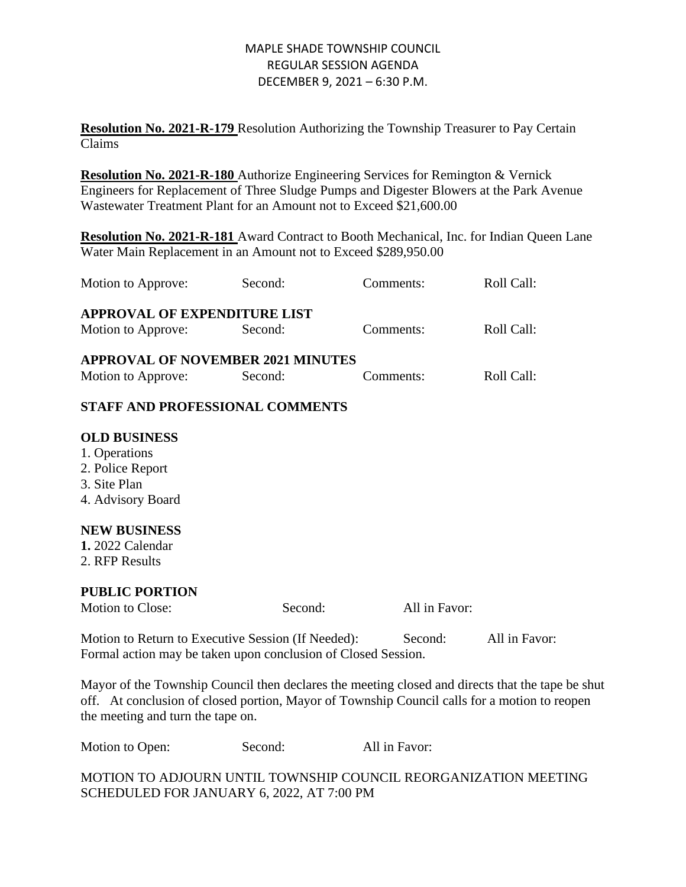MAPLE SHADE TOWNSHIP COUNCIL
REGULAR SESSION AGENDA
DECEMBER 9, 2021 – 6:30 P.M.

**Resolution No. 2021-R-179** Resolution Authorizing the Township Treasurer to Pay Certain Claims

**Resolution No. 2021-R-180** Authorize Engineering Services for Remington & Vernick Engineers for Replacement of Three Sludge Pumps and Digester Blowers at the Park Avenue Wastewater Treatment Plant for an Amount not to Exceed $21,600.00

**Resolution No. 2021-R-181** Award Contract to Booth Mechanical, Inc. for Indian Queen Lane Water Main Replacement in an Amount not to Exceed $289,950.00

Motion to Approve: Second: Comments: Roll Call:

**APPROVAL OF EXPENDITURE LIST**

Motion to Approve: Second: Comments: Roll Call:

**APPROVAL OF NOVEMBER 2021 MINUTES**

Motion to Approve: Second: Comments: Roll Call:

**STAFF AND PROFESSIONAL COMMENTS**

**OLD BUSINESS**

1. Operations
2. Police Report
3. Site Plan
4. Advisory Board

**NEW BUSINESS**

**1.** 2022 Calendar
2. RFP Results

**PUBLIC PORTION**

Motion to Close: Second: All in Favor:

Motion to Return to Executive Session (If Needed): Second: All in Favor:
Formal action may be taken upon conclusion of Closed Session.

Mayor of the Township Council then declares the meeting closed and directs that the tape be shut off. At conclusion of closed portion, Mayor of Township Council calls for a motion to reopen the meeting and turn the tape on.

Motion to Open: Second: All in Favor:

MOTION TO ADJOURN UNTIL TOWNSHIP COUNCIL REORGANIZATION MEETING SCHEDULED FOR JANUARY 6, 2022, AT 7:00 PM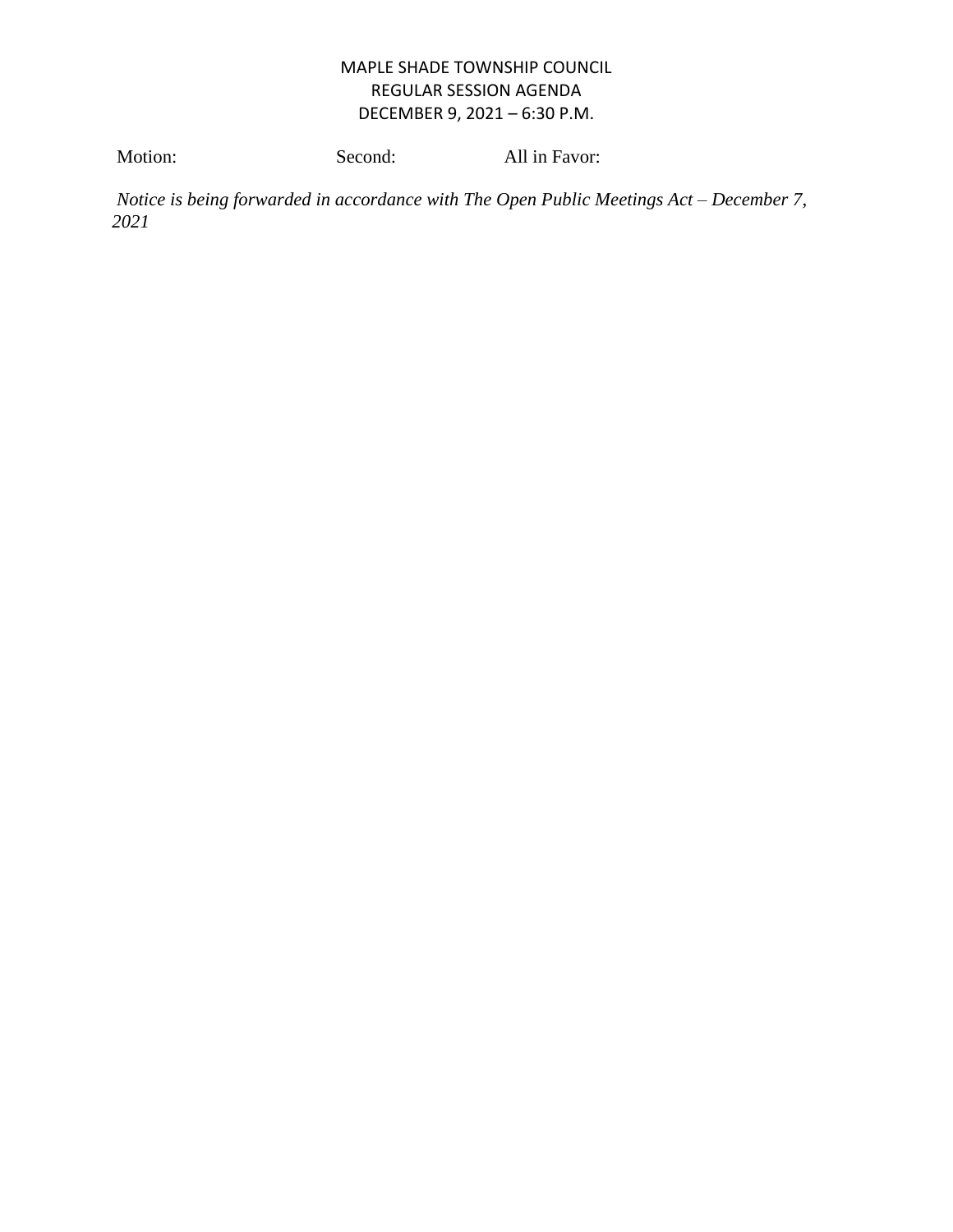MAPLE SHADE TOWNSHIP COUNCIL
REGULAR SESSION AGENDA
DECEMBER 9, 2021 – 6:30 P.M.

Motion: Second: All in Favor:

*Notice is being forwarded in accordance with The Open Public Meetings Act – December 7, 2021*